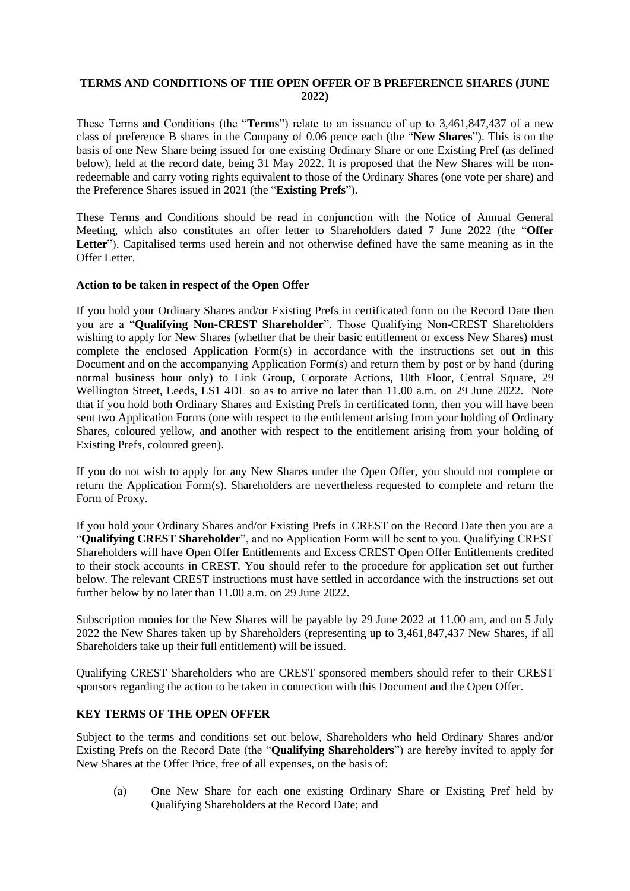# TERMS AND CONDITIONS OF THE OPEN OFFER OF B PREFERENCE SHARES (JUNE 2022)

These Terms and Conditions (the "**Terms**") relate to an issuance of up to 3,461,847,437 of a new class of preference B shares in the Company of 0.06 pence each (the "**New Shares**"). This is on the basis of one New Share being issued for one existing Ordinary Share or one Existing Pref (as defined below), held at the record date, being 31 May 2022. It is proposed that the New Shares will be non-redeemable and carry voting rights equivalent to those of the Ordinary Shares (one vote per share) and the Preference Shares issued in 2021 (the "**Existing Prefs**").

These Terms and Conditions should be read in conjunction with the Notice of Annual General Meeting, which also constitutes an offer letter to Shareholders dated 7 June 2022 (the "**Offer Letter**"). Capitalised terms used herein and not otherwise defined have the same meaning as in the Offer Letter.

## Action to be taken in respect of the Open Offer

If you hold your Ordinary Shares and/or Existing Prefs in certificated form on the Record Date then you are a "**Qualifying Non-CREST Shareholder**". Those Qualifying Non-CREST Shareholders wishing to apply for New Shares (whether that be their basic entitlement or excess New Shares) must complete the enclosed Application Form(s) in accordance with the instructions set out in this Document and on the accompanying Application Form(s) and return them by post or by hand (during normal business hour only) to Link Group, Corporate Actions, 10th Floor, Central Square, 29 Wellington Street, Leeds, LS1 4DL so as to arrive no later than 11.00 a.m. on 29 June 2022. Note that if you hold both Ordinary Shares and Existing Prefs in certificated form, then you will have been sent two Application Forms (one with respect to the entitlement arising from your holding of Ordinary Shares, coloured yellow, and another with respect to the entitlement arising from your holding of Existing Prefs, coloured green).

If you do not wish to apply for any New Shares under the Open Offer, you should not complete or return the Application Form(s). Shareholders are nevertheless requested to complete and return the Form of Proxy.

If you hold your Ordinary Shares and/or Existing Prefs in CREST on the Record Date then you are a "**Qualifying CREST Shareholder**", and no Application Form will be sent to you. Qualifying CREST Shareholders will have Open Offer Entitlements and Excess CREST Open Offer Entitlements credited to their stock accounts in CREST. You should refer to the procedure for application set out further below. The relevant CREST instructions must have settled in accordance with the instructions set out further below by no later than 11.00 a.m. on 29 June 2022.

Subscription monies for the New Shares will be payable by 29 June 2022 at 11.00 am, and on 5 July 2022 the New Shares taken up by Shareholders (representing up to 3,461,847,437 New Shares, if all Shareholders take up their full entitlement) will be issued.

Qualifying CREST Shareholders who are CREST sponsored members should refer to their CREST sponsors regarding the action to be taken in connection with this Document and the Open Offer.

## KEY TERMS OF THE OPEN OFFER

Subject to the terms and conditions set out below, Shareholders who held Ordinary Shares and/or Existing Prefs on the Record Date (the "**Qualifying Shareholders**") are hereby invited to apply for New Shares at the Offer Price, free of all expenses, on the basis of:

(a) One New Share for each one existing Ordinary Share or Existing Pref held by Qualifying Shareholders at the Record Date; and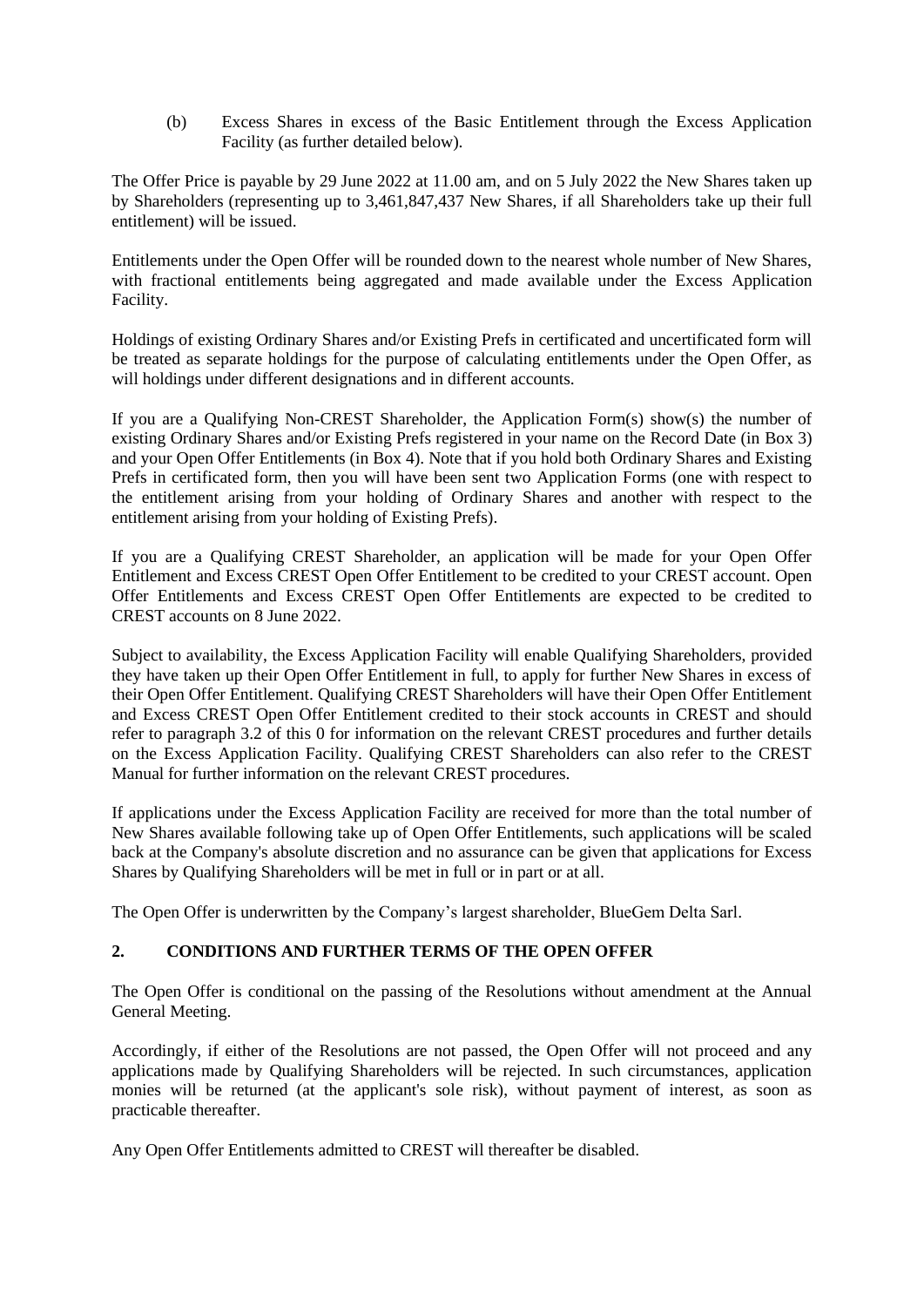(b) Excess Shares in excess of the Basic Entitlement through the Excess Application Facility (as further detailed below).

The Offer Price is payable by 29 June 2022 at 11.00 am, and on 5 July 2022 the New Shares taken up by Shareholders (representing up to 3,461,847,437 New Shares, if all Shareholders take up their full entitlement) will be issued.

Entitlements under the Open Offer will be rounded down to the nearest whole number of New Shares, with fractional entitlements being aggregated and made available under the Excess Application Facility.

Holdings of existing Ordinary Shares and/or Existing Prefs in certificated and uncertificated form will be treated as separate holdings for the purpose of calculating entitlements under the Open Offer, as will holdings under different designations and in different accounts.

If you are a Qualifying Non-CREST Shareholder, the Application Form(s) show(s) the number of existing Ordinary Shares and/or Existing Prefs registered in your name on the Record Date (in Box 3) and your Open Offer Entitlements (in Box 4). Note that if you hold both Ordinary Shares and Existing Prefs in certificated form, then you will have been sent two Application Forms (one with respect to the entitlement arising from your holding of Ordinary Shares and another with respect to the entitlement arising from your holding of Existing Prefs).

If you are a Qualifying CREST Shareholder, an application will be made for your Open Offer Entitlement and Excess CREST Open Offer Entitlement to be credited to your CREST account. Open Offer Entitlements and Excess CREST Open Offer Entitlements are expected to be credited to CREST accounts on 8 June 2022.

Subject to availability, the Excess Application Facility will enable Qualifying Shareholders, provided they have taken up their Open Offer Entitlement in full, to apply for further New Shares in excess of their Open Offer Entitlement. Qualifying CREST Shareholders will have their Open Offer Entitlement and Excess CREST Open Offer Entitlement credited to their stock accounts in CREST and should refer to paragraph 3.2 of this 0 for information on the relevant CREST procedures and further details on the Excess Application Facility. Qualifying CREST Shareholders can also refer to the CREST Manual for further information on the relevant CREST procedures.

If applications under the Excess Application Facility are received for more than the total number of New Shares available following take up of Open Offer Entitlements, such applications will be scaled back at the Company's absolute discretion and no assurance can be given that applications for Excess Shares by Qualifying Shareholders will be met in full or in part or at all.

The Open Offer is underwritten by the Company's largest shareholder, BlueGem Delta Sarl.

## 2. CONDITIONS AND FURTHER TERMS OF THE OPEN OFFER

The Open Offer is conditional on the passing of the Resolutions without amendment at the Annual General Meeting.

Accordingly, if either of the Resolutions are not passed, the Open Offer will not proceed and any applications made by Qualifying Shareholders will be rejected. In such circumstances, application monies will be returned (at the applicant's sole risk), without payment of interest, as soon as practicable thereafter.

Any Open Offer Entitlements admitted to CREST will thereafter be disabled.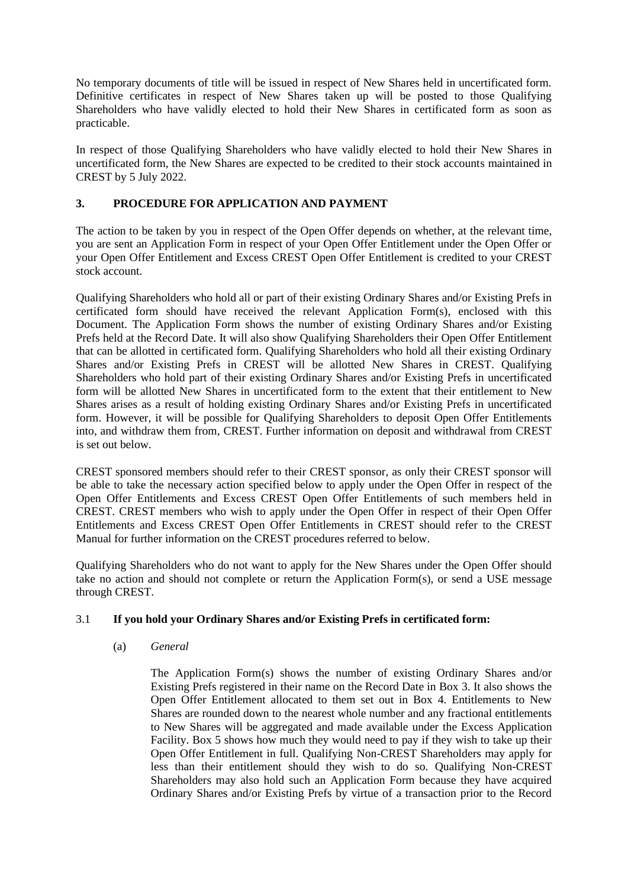No temporary documents of title will be issued in respect of New Shares held in uncertificated form. Definitive certificates in respect of New Shares taken up will be posted to those Qualifying Shareholders who have validly elected to hold their New Shares in certificated form as soon as practicable.

In respect of those Qualifying Shareholders who have validly elected to hold their New Shares in uncertificated form, the New Shares are expected to be credited to their stock accounts maintained in CREST by 5 July 2022.

## 3. PROCEDURE FOR APPLICATION AND PAYMENT

The action to be taken by you in respect of the Open Offer depends on whether, at the relevant time, you are sent an Application Form in respect of your Open Offer Entitlement under the Open Offer or your Open Offer Entitlement and Excess CREST Open Offer Entitlement is credited to your CREST stock account.

Qualifying Shareholders who hold all or part of their existing Ordinary Shares and/or Existing Prefs in certificated form should have received the relevant Application Form(s), enclosed with this Document. The Application Form shows the number of existing Ordinary Shares and/or Existing Prefs held at the Record Date. It will also show Qualifying Shareholders their Open Offer Entitlement that can be allotted in certificated form. Qualifying Shareholders who hold all their existing Ordinary Shares and/or Existing Prefs in CREST will be allotted New Shares in CREST. Qualifying Shareholders who hold part of their existing Ordinary Shares and/or Existing Prefs in uncertificated form will be allotted New Shares in uncertificated form to the extent that their entitlement to New Shares arises as a result of holding existing Ordinary Shares and/or Existing Prefs in uncertificated form. However, it will be possible for Qualifying Shareholders to deposit Open Offer Entitlements into, and withdraw them from, CREST. Further information on deposit and withdrawal from CREST is set out below.

CREST sponsored members should refer to their CREST sponsor, as only their CREST sponsor will be able to take the necessary action specified below to apply under the Open Offer in respect of the Open Offer Entitlements and Excess CREST Open Offer Entitlements of such members held in CREST. CREST members who wish to apply under the Open Offer in respect of their Open Offer Entitlements and Excess CREST Open Offer Entitlements in CREST should refer to the CREST Manual for further information on the CREST procedures referred to below.

Qualifying Shareholders who do not want to apply for the New Shares under the Open Offer should take no action and should not complete or return the Application Form(s), or send a USE message through CREST.

### 3.1 If you hold your Ordinary Shares and/or Existing Prefs in certificated form:

(a) *General*

The Application Form(s) shows the number of existing Ordinary Shares and/or Existing Prefs registered in their name on the Record Date in Box 3. It also shows the Open Offer Entitlement allocated to them set out in Box 4. Entitlements to New Shares are rounded down to the nearest whole number and any fractional entitlements to New Shares will be aggregated and made available under the Excess Application Facility. Box 5 shows how much they would need to pay if they wish to take up their Open Offer Entitlement in full. Qualifying Non-CREST Shareholders may apply for less than their entitlement should they wish to do so. Qualifying Non-CREST Shareholders may also hold such an Application Form because they have acquired Ordinary Shares and/or Existing Prefs by virtue of a transaction prior to the Record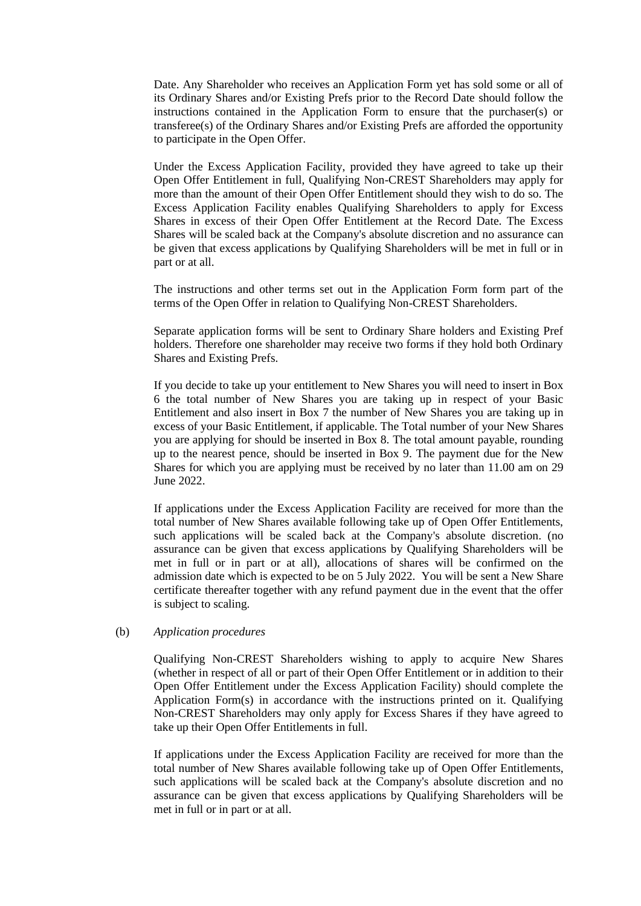Date. Any Shareholder who receives an Application Form yet has sold some or all of its Ordinary Shares and/or Existing Prefs prior to the Record Date should follow the instructions contained in the Application Form to ensure that the purchaser(s) or transferee(s) of the Ordinary Shares and/or Existing Prefs are afforded the opportunity to participate in the Open Offer.

Under the Excess Application Facility, provided they have agreed to take up their Open Offer Entitlement in full, Qualifying Non-CREST Shareholders may apply for more than the amount of their Open Offer Entitlement should they wish to do so. The Excess Application Facility enables Qualifying Shareholders to apply for Excess Shares in excess of their Open Offer Entitlement at the Record Date. The Excess Shares will be scaled back at the Company's absolute discretion and no assurance can be given that excess applications by Qualifying Shareholders will be met in full or in part or at all.

The instructions and other terms set out in the Application Form form part of the terms of the Open Offer in relation to Qualifying Non-CREST Shareholders.

Separate application forms will be sent to Ordinary Share holders and Existing Pref holders. Therefore one shareholder may receive two forms if they hold both Ordinary Shares and Existing Prefs.

If you decide to take up your entitlement to New Shares you will need to insert in Box 6 the total number of New Shares you are taking up in respect of your Basic Entitlement and also insert in Box 7 the number of New Shares you are taking up in excess of your Basic Entitlement, if applicable. The Total number of your New Shares you are applying for should be inserted in Box 8. The total amount payable, rounding up to the nearest pence, should be inserted in Box 9. The payment due for the New Shares for which you are applying must be received by no later than 11.00 am on 29 June 2022.

If applications under the Excess Application Facility are received for more than the total number of New Shares available following take up of Open Offer Entitlements, such applications will be scaled back at the Company's absolute discretion. (no assurance can be given that excess applications by Qualifying Shareholders will be met in full or in part or at all), allocations of shares will be confirmed on the admission date which is expected to be on 5 July 2022. You will be sent a New Share certificate thereafter together with any refund payment due in the event that the offer is subject to scaling.

(b) *Application procedures*

Qualifying Non-CREST Shareholders wishing to apply to acquire New Shares (whether in respect of all or part of their Open Offer Entitlement or in addition to their Open Offer Entitlement under the Excess Application Facility) should complete the Application Form(s) in accordance with the instructions printed on it. Qualifying Non-CREST Shareholders may only apply for Excess Shares if they have agreed to take up their Open Offer Entitlements in full.

If applications under the Excess Application Facility are received for more than the total number of New Shares available following take up of Open Offer Entitlements, such applications will be scaled back at the Company's absolute discretion and no assurance can be given that excess applications by Qualifying Shareholders will be met in full or in part or at all.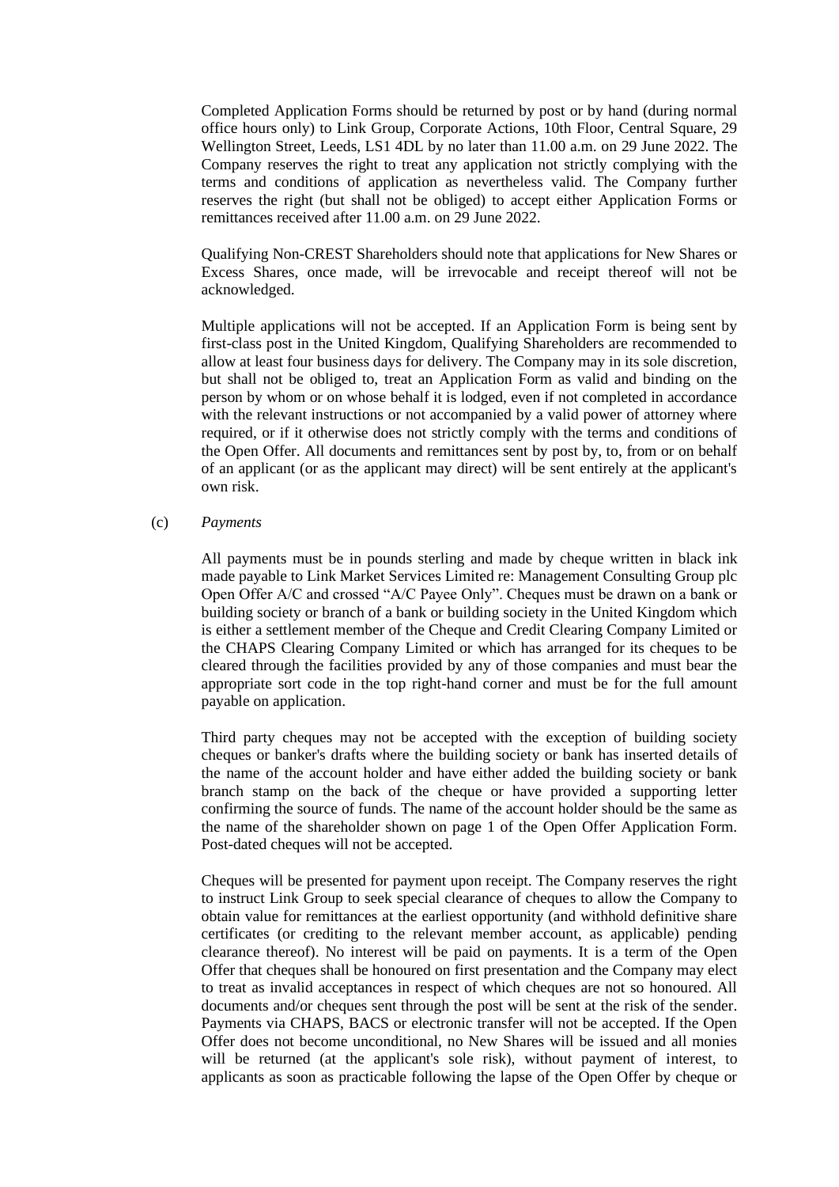Completed Application Forms should be returned by post or by hand (during normal office hours only) to Link Group, Corporate Actions, 10th Floor, Central Square, 29 Wellington Street, Leeds, LS1 4DL by no later than 11.00 a.m. on 29 June 2022. The Company reserves the right to treat any application not strictly complying with the terms and conditions of application as nevertheless valid. The Company further reserves the right (but shall not be obliged) to accept either Application Forms or remittances received after 11.00 a.m. on 29 June 2022.

Qualifying Non-CREST Shareholders should note that applications for New Shares or Excess Shares, once made, will be irrevocable and receipt thereof will not be acknowledged.

Multiple applications will not be accepted. If an Application Form is being sent by first-class post in the United Kingdom, Qualifying Shareholders are recommended to allow at least four business days for delivery. The Company may in its sole discretion, but shall not be obliged to, treat an Application Form as valid and binding on the person by whom or on whose behalf it is lodged, even if not completed in accordance with the relevant instructions or not accompanied by a valid power of attorney where required, or if it otherwise does not strictly comply with the terms and conditions of the Open Offer. All documents and remittances sent by post by, to, from or on behalf of an applicant (or as the applicant may direct) will be sent entirely at the applicant's own risk.

(c) *Payments*

All payments must be in pounds sterling and made by cheque written in black ink made payable to Link Market Services Limited re: Management Consulting Group plc Open Offer A/C and crossed "A/C Payee Only". Cheques must be drawn on a bank or building society or branch of a bank or building society in the United Kingdom which is either a settlement member of the Cheque and Credit Clearing Company Limited or the CHAPS Clearing Company Limited or which has arranged for its cheques to be cleared through the facilities provided by any of those companies and must bear the appropriate sort code in the top right-hand corner and must be for the full amount payable on application.

Third party cheques may not be accepted with the exception of building society cheques or banker's drafts where the building society or bank has inserted details of the name of the account holder and have either added the building society or bank branch stamp on the back of the cheque or have provided a supporting letter confirming the source of funds. The name of the account holder should be the same as the name of the shareholder shown on page 1 of the Open Offer Application Form. Post-dated cheques will not be accepted.

Cheques will be presented for payment upon receipt. The Company reserves the right to instruct Link Group to seek special clearance of cheques to allow the Company to obtain value for remittances at the earliest opportunity (and withhold definitive share certificates (or crediting to the relevant member account, as applicable) pending clearance thereof). No interest will be paid on payments. It is a term of the Open Offer that cheques shall be honoured on first presentation and the Company may elect to treat as invalid acceptances in respect of which cheques are not so honoured. All documents and/or cheques sent through the post will be sent at the risk of the sender. Payments via CHAPS, BACS or electronic transfer will not be accepted. If the Open Offer does not become unconditional, no New Shares will be issued and all monies will be returned (at the applicant's sole risk), without payment of interest, to applicants as soon as practicable following the lapse of the Open Offer by cheque or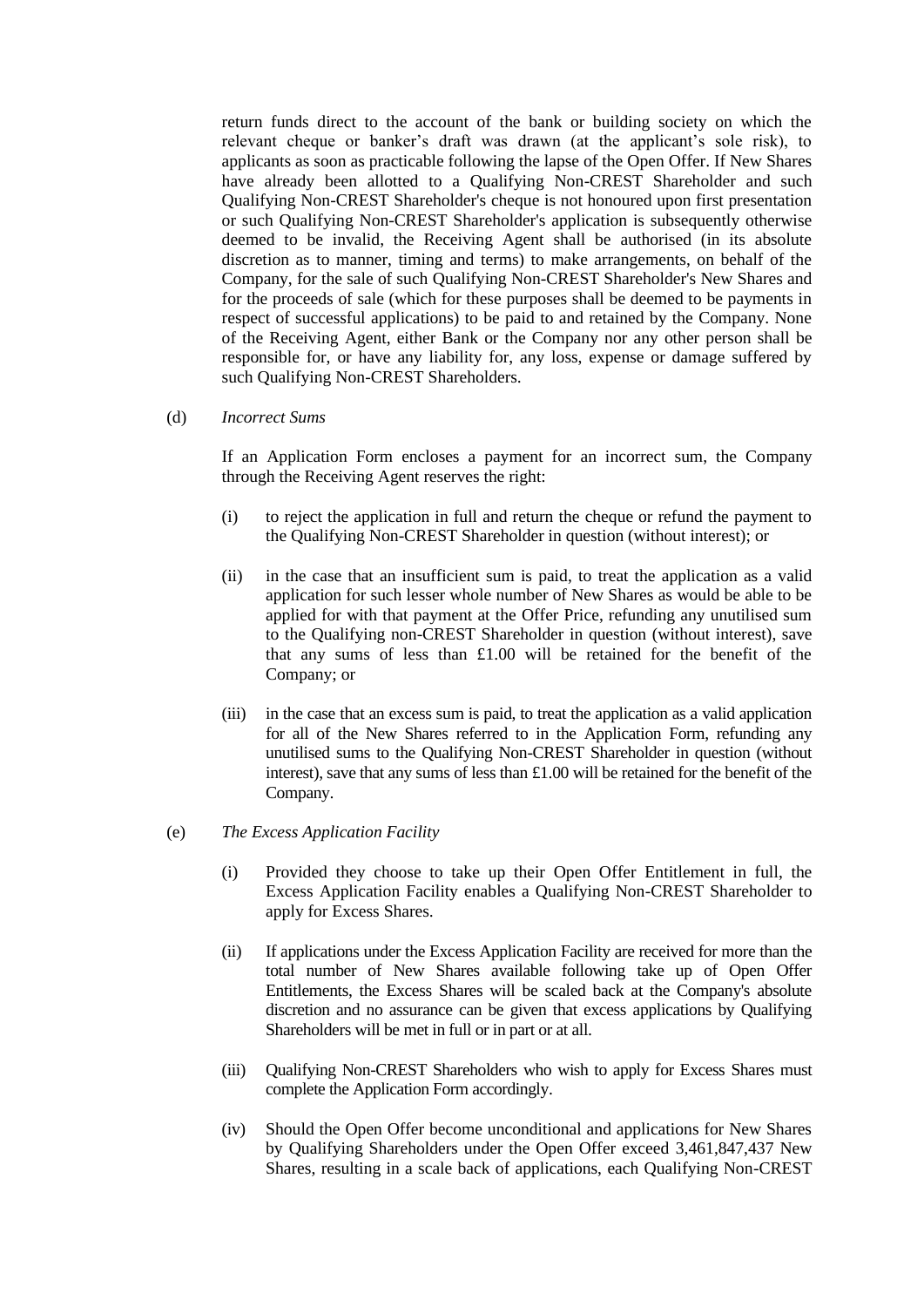return funds direct to the account of the bank or building society on which the relevant cheque or banker's draft was drawn (at the applicant's sole risk), to applicants as soon as practicable following the lapse of the Open Offer. If New Shares have already been allotted to a Qualifying Non-CREST Shareholder and such Qualifying Non-CREST Shareholder's cheque is not honoured upon first presentation or such Qualifying Non-CREST Shareholder's application is subsequently otherwise deemed to be invalid, the Receiving Agent shall be authorised (in its absolute discretion as to manner, timing and terms) to make arrangements, on behalf of the Company, for the sale of such Qualifying Non-CREST Shareholder's New Shares and for the proceeds of sale (which for these purposes shall be deemed to be payments in respect of successful applications) to be paid to and retained by the Company. None of the Receiving Agent, either Bank or the Company nor any other person shall be responsible for, or have any liability for, any loss, expense or damage suffered by such Qualifying Non-CREST Shareholders.

(d) *Incorrect Sums*

If an Application Form encloses a payment for an incorrect sum, the Company through the Receiving Agent reserves the right:

(i) to reject the application in full and return the cheque or refund the payment to the Qualifying Non-CREST Shareholder in question (without interest); or

(ii) in the case that an insufficient sum is paid, to treat the application as a valid application for such lesser whole number of New Shares as would be able to be applied for with that payment at the Offer Price, refunding any unutilised sum to the Qualifying non-CREST Shareholder in question (without interest), save that any sums of less than £1.00 will be retained for the benefit of the Company; or

(iii) in the case that an excess sum is paid, to treat the application as a valid application for all of the New Shares referred to in the Application Form, refunding any unutilised sums to the Qualifying Non-CREST Shareholder in question (without interest), save that any sums of less than £1.00 will be retained for the benefit of the Company.

(e) *The Excess Application Facility*

(i) Provided they choose to take up their Open Offer Entitlement in full, the Excess Application Facility enables a Qualifying Non-CREST Shareholder to apply for Excess Shares.

(ii) If applications under the Excess Application Facility are received for more than the total number of New Shares available following take up of Open Offer Entitlements, the Excess Shares will be scaled back at the Company's absolute discretion and no assurance can be given that excess applications by Qualifying Shareholders will be met in full or in part or at all.

(iii) Qualifying Non-CREST Shareholders who wish to apply for Excess Shares must complete the Application Form accordingly.

(iv) Should the Open Offer become unconditional and applications for New Shares by Qualifying Shareholders under the Open Offer exceed 3,461,847,437 New Shares, resulting in a scale back of applications, each Qualifying Non-CREST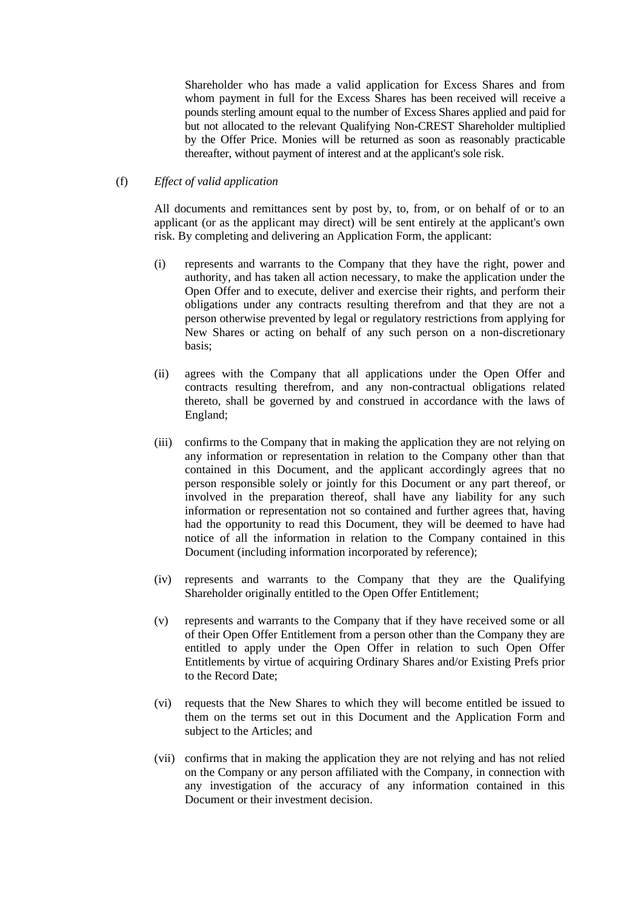Shareholder who has made a valid application for Excess Shares and from whom payment in full for the Excess Shares has been received will receive a pounds sterling amount equal to the number of Excess Shares applied and paid for but not allocated to the relevant Qualifying Non-CREST Shareholder multiplied by the Offer Price. Monies will be returned as soon as reasonably practicable thereafter, without payment of interest and at the applicant's sole risk.

(f) *Effect of valid application*

All documents and remittances sent by post by, to, from, or on behalf of or to an applicant (or as the applicant may direct) will be sent entirely at the applicant's own risk. By completing and delivering an Application Form, the applicant:

(i) represents and warrants to the Company that they have the right, power and authority, and has taken all action necessary, to make the application under the Open Offer and to execute, deliver and exercise their rights, and perform their obligations under any contracts resulting therefrom and that they are not a person otherwise prevented by legal or regulatory restrictions from applying for New Shares or acting on behalf of any such person on a non-discretionary basis;

(ii) agrees with the Company that all applications under the Open Offer and contracts resulting therefrom, and any non-contractual obligations related thereto, shall be governed by and construed in accordance with the laws of England;

(iii) confirms to the Company that in making the application they are not relying on any information or representation in relation to the Company other than that contained in this Document, and the applicant accordingly agrees that no person responsible solely or jointly for this Document or any part thereof, or involved in the preparation thereof, shall have any liability for any such information or representation not so contained and further agrees that, having had the opportunity to read this Document, they will be deemed to have had notice of all the information in relation to the Company contained in this Document (including information incorporated by reference);

(iv) represents and warrants to the Company that they are the Qualifying Shareholder originally entitled to the Open Offer Entitlement;

(v) represents and warrants to the Company that if they have received some or all of their Open Offer Entitlement from a person other than the Company they are entitled to apply under the Open Offer in relation to such Open Offer Entitlements by virtue of acquiring Ordinary Shares and/or Existing Prefs prior to the Record Date;

(vi) requests that the New Shares to which they will become entitled be issued to them on the terms set out in this Document and the Application Form and subject to the Articles; and

(vii) confirms that in making the application they are not relying and has not relied on the Company or any person affiliated with the Company, in connection with any investigation of the accuracy of any information contained in this Document or their investment decision.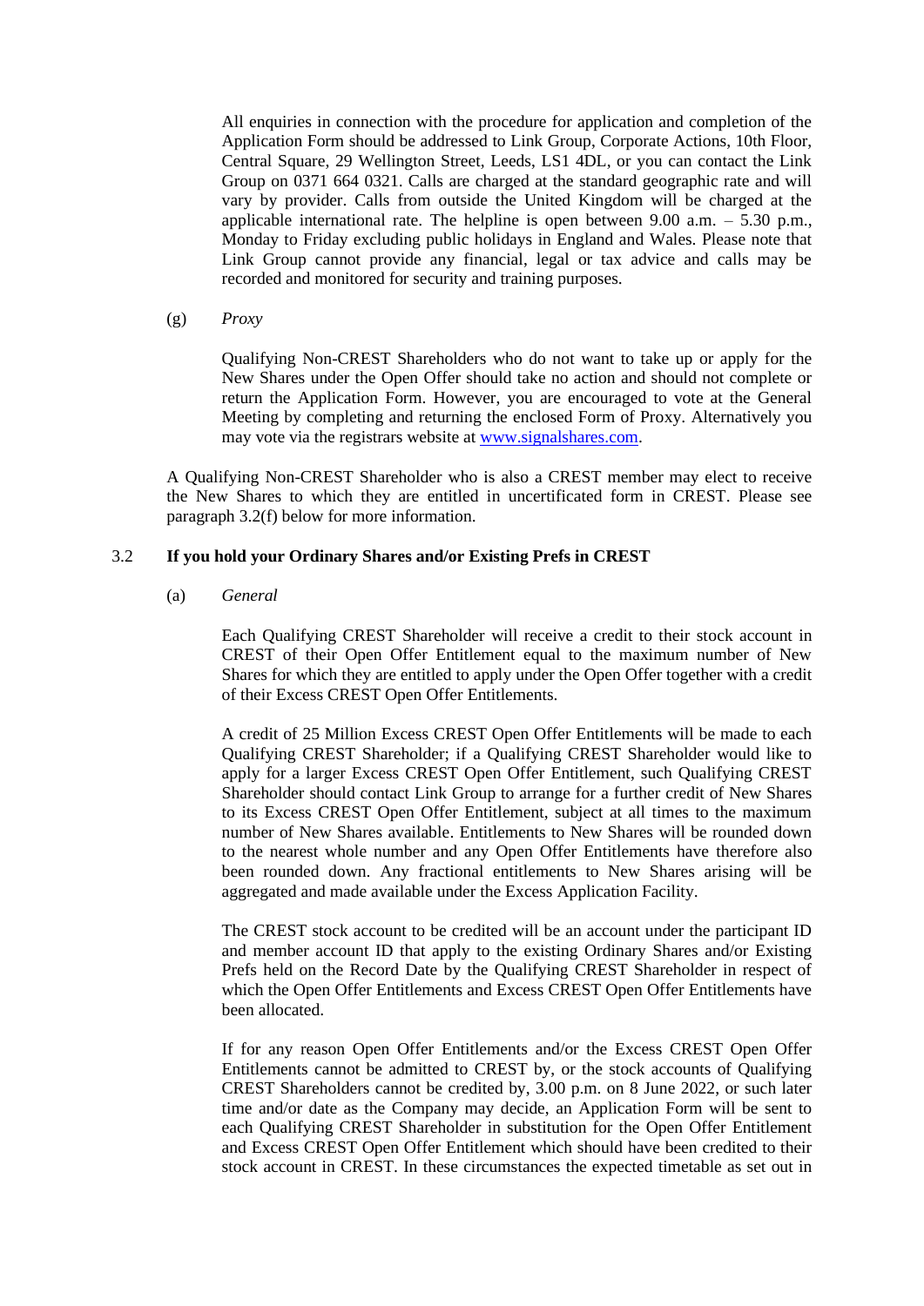All enquiries in connection with the procedure for application and completion of the Application Form should be addressed to Link Group, Corporate Actions, 10th Floor, Central Square, 29 Wellington Street, Leeds, LS1 4DL, or you can contact the Link Group on 0371 664 0321. Calls are charged at the standard geographic rate and will vary by provider. Calls from outside the United Kingdom will be charged at the applicable international rate. The helpline is open between 9.00 a.m. – 5.30 p.m., Monday to Friday excluding public holidays in England and Wales. Please note that Link Group cannot provide any financial, legal or tax advice and calls may be recorded and monitored for security and training purposes.

(g) *Proxy*

Qualifying Non-CREST Shareholders who do not want to take up or apply for the New Shares under the Open Offer should take no action and should not complete or return the Application Form. However, you are encouraged to vote at the General Meeting by completing and returning the enclosed Form of Proxy. Alternatively you may vote via the registrars website at www.signalshares.com.

A Qualifying Non-CREST Shareholder who is also a CREST member may elect to receive the New Shares to which they are entitled in uncertificated form in CREST. Please see paragraph 3.2(f) below for more information.

### 3.2 If you hold your Ordinary Shares and/or Existing Prefs in CREST

(a) *General*

Each Qualifying CREST Shareholder will receive a credit to their stock account in CREST of their Open Offer Entitlement equal to the maximum number of New Shares for which they are entitled to apply under the Open Offer together with a credit of their Excess CREST Open Offer Entitlements.

A credit of 25 Million Excess CREST Open Offer Entitlements will be made to each Qualifying CREST Shareholder; if a Qualifying CREST Shareholder would like to apply for a larger Excess CREST Open Offer Entitlement, such Qualifying CREST Shareholder should contact Link Group to arrange for a further credit of New Shares to its Excess CREST Open Offer Entitlement, subject at all times to the maximum number of New Shares available. Entitlements to New Shares will be rounded down to the nearest whole number and any Open Offer Entitlements have therefore also been rounded down. Any fractional entitlements to New Shares arising will be aggregated and made available under the Excess Application Facility.

The CREST stock account to be credited will be an account under the participant ID and member account ID that apply to the existing Ordinary Shares and/or Existing Prefs held on the Record Date by the Qualifying CREST Shareholder in respect of which the Open Offer Entitlements and Excess CREST Open Offer Entitlements have been allocated.

If for any reason Open Offer Entitlements and/or the Excess CREST Open Offer Entitlements cannot be admitted to CREST by, or the stock accounts of Qualifying CREST Shareholders cannot be credited by, 3.00 p.m. on 8 June 2022, or such later time and/or date as the Company may decide, an Application Form will be sent to each Qualifying CREST Shareholder in substitution for the Open Offer Entitlement and Excess CREST Open Offer Entitlement which should have been credited to their stock account in CREST. In these circumstances the expected timetable as set out in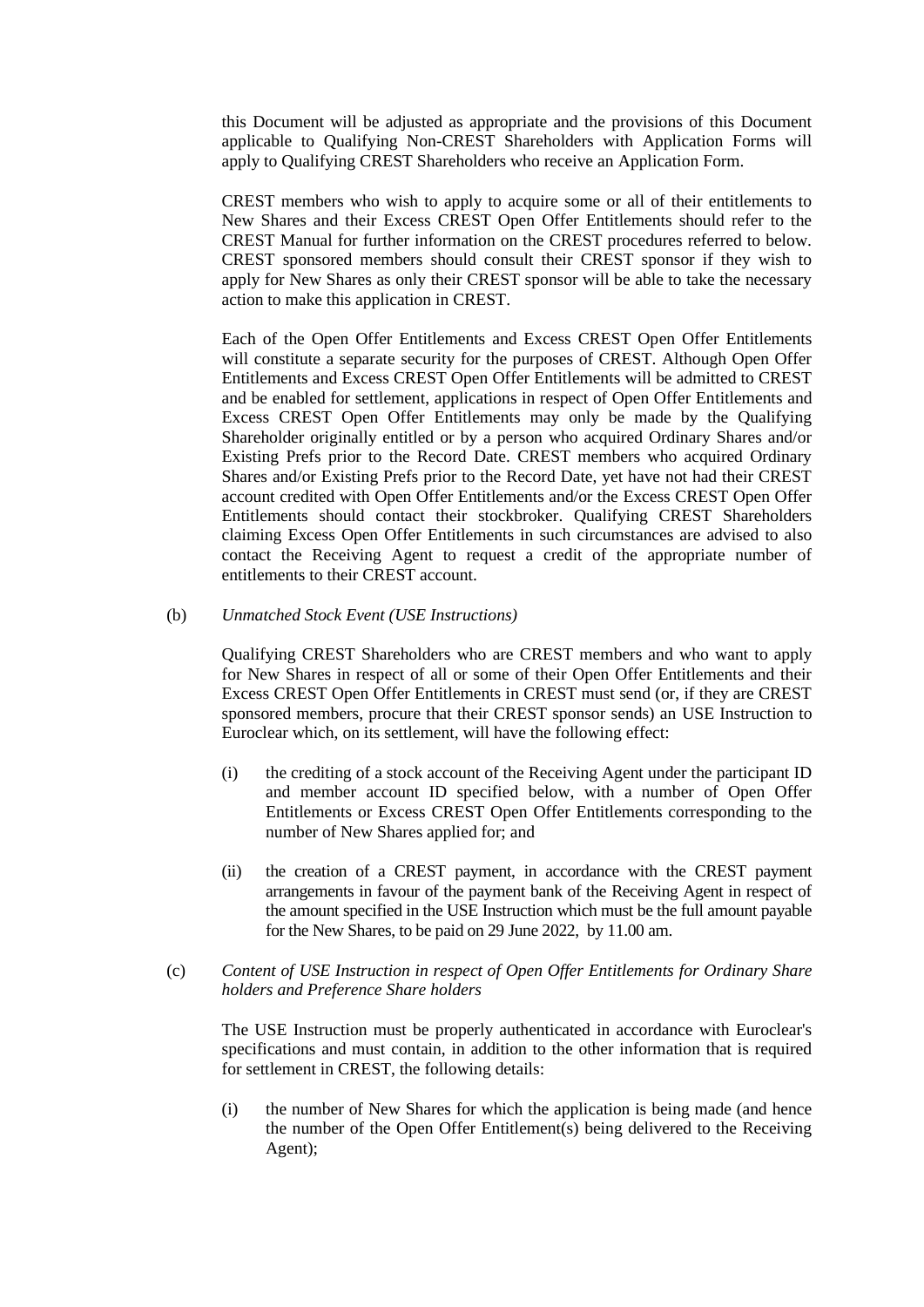this Document will be adjusted as appropriate and the provisions of this Document applicable to Qualifying Non-CREST Shareholders with Application Forms will apply to Qualifying CREST Shareholders who receive an Application Form.

CREST members who wish to apply to acquire some or all of their entitlements to New Shares and their Excess CREST Open Offer Entitlements should refer to the CREST Manual for further information on the CREST procedures referred to below. CREST sponsored members should consult their CREST sponsor if they wish to apply for New Shares as only their CREST sponsor will be able to take the necessary action to make this application in CREST.

Each of the Open Offer Entitlements and Excess CREST Open Offer Entitlements will constitute a separate security for the purposes of CREST. Although Open Offer Entitlements and Excess CREST Open Offer Entitlements will be admitted to CREST and be enabled for settlement, applications in respect of Open Offer Entitlements and Excess CREST Open Offer Entitlements may only be made by the Qualifying Shareholder originally entitled or by a person who acquired Ordinary Shares and/or Existing Prefs prior to the Record Date. CREST members who acquired Ordinary Shares and/or Existing Prefs prior to the Record Date, yet have not had their CREST account credited with Open Offer Entitlements and/or the Excess CREST Open Offer Entitlements should contact their stockbroker. Qualifying CREST Shareholders claiming Excess Open Offer Entitlements in such circumstances are advised to also contact the Receiving Agent to request a credit of the appropriate number of entitlements to their CREST account.

(b) *Unmatched Stock Event (USE Instructions)*

Qualifying CREST Shareholders who are CREST members and who want to apply for New Shares in respect of all or some of their Open Offer Entitlements and their Excess CREST Open Offer Entitlements in CREST must send (or, if they are CREST sponsored members, procure that their CREST sponsor sends) an USE Instruction to Euroclear which, on its settlement, will have the following effect:

(i) the crediting of a stock account of the Receiving Agent under the participant ID and member account ID specified below, with a number of Open Offer Entitlements or Excess CREST Open Offer Entitlements corresponding to the number of New Shares applied for; and

(ii) the creation of a CREST payment, in accordance with the CREST payment arrangements in favour of the payment bank of the Receiving Agent in respect of the amount specified in the USE Instruction which must be the full amount payable for the New Shares, to be paid on 29 June 2022, by 11.00 am.

(c) *Content of USE Instruction in respect of Open Offer Entitlements for Ordinary Share holders and Preference Share holders*

The USE Instruction must be properly authenticated in accordance with Euroclear's specifications and must contain, in addition to the other information that is required for settlement in CREST, the following details:

(i) the number of New Shares for which the application is being made (and hence the number of the Open Offer Entitlement(s) being delivered to the Receiving Agent);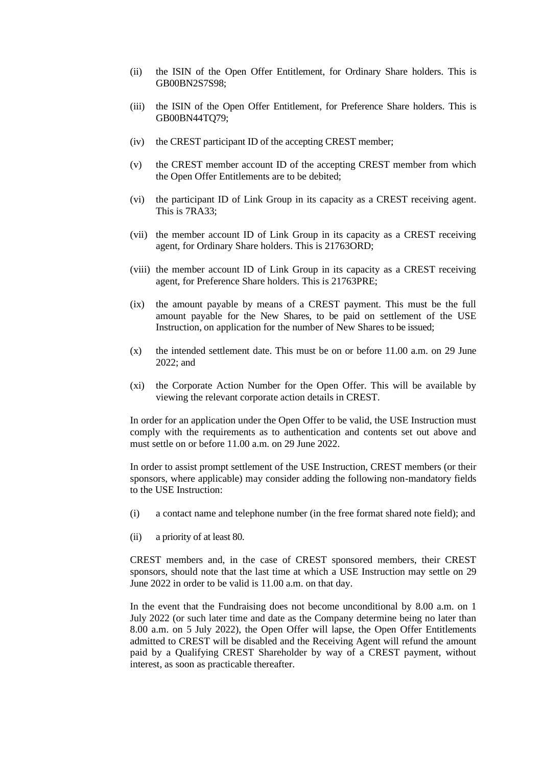(ii) the ISIN of the Open Offer Entitlement, for Ordinary Share holders. This is GB00BN2S7S98;

(iii) the ISIN of the Open Offer Entitlement, for Preference Share holders. This is GB00BN44TQ79;

(iv) the CREST participant ID of the accepting CREST member;

(v) the CREST member account ID of the accepting CREST member from which the Open Offer Entitlements are to be debited;

(vi) the participant ID of Link Group in its capacity as a CREST receiving agent. This is 7RA33;

(vii) the member account ID of Link Group in its capacity as a CREST receiving agent, for Ordinary Share holders. This is 21763ORD;

(viii) the member account ID of Link Group in its capacity as a CREST receiving agent, for Preference Share holders. This is 21763PRE;

(ix) the amount payable by means of a CREST payment. This must be the full amount payable for the New Shares, to be paid on settlement of the USE Instruction, on application for the number of New Shares to be issued;

(x) the intended settlement date. This must be on or before 11.00 a.m. on 29 June 2022; and

(xi) the Corporate Action Number for the Open Offer. This will be available by viewing the relevant corporate action details in CREST.

In order for an application under the Open Offer to be valid, the USE Instruction must comply with the requirements as to authentication and contents set out above and must settle on or before 11.00 a.m. on 29 June 2022.

In order to assist prompt settlement of the USE Instruction, CREST members (or their sponsors, where applicable) may consider adding the following non-mandatory fields to the USE Instruction:

(i) a contact name and telephone number (in the free format shared note field); and

(ii) a priority of at least 80.

CREST members and, in the case of CREST sponsored members, their CREST sponsors, should note that the last time at which a USE Instruction may settle on 29 June 2022 in order to be valid is 11.00 a.m. on that day.

In the event that the Fundraising does not become unconditional by 8.00 a.m. on 1 July 2022 (or such later time and date as the Company determine being no later than 8.00 a.m. on 5 July 2022), the Open Offer will lapse, the Open Offer Entitlements admitted to CREST will be disabled and the Receiving Agent will refund the amount paid by a Qualifying CREST Shareholder by way of a CREST payment, without interest, as soon as practicable thereafter.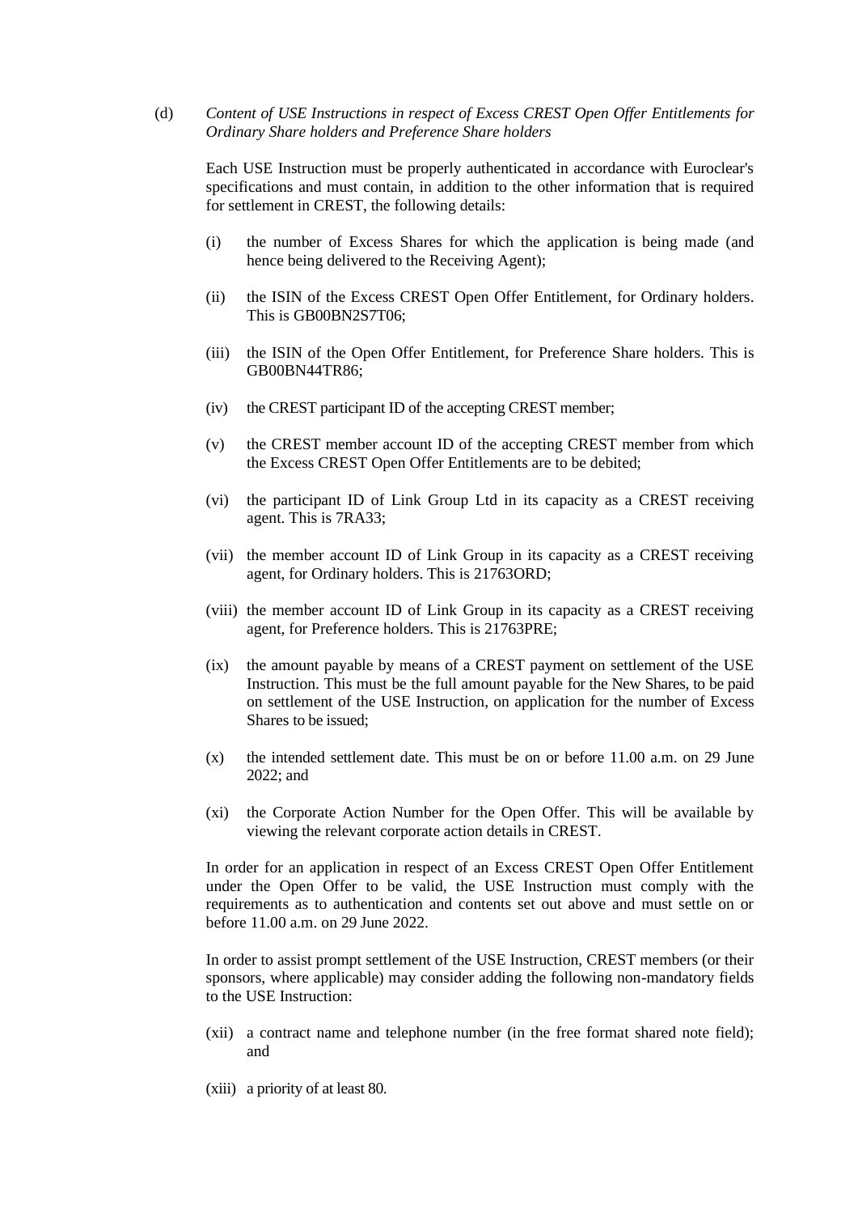(d) *Content of USE Instructions in respect of Excess CREST Open Offer Entitlements for Ordinary Share holders and Preference Share holders*

Each USE Instruction must be properly authenticated in accordance with Euroclear's specifications and must contain, in addition to the other information that is required for settlement in CREST, the following details:

(i) the number of Excess Shares for which the application is being made (and hence being delivered to the Receiving Agent);

(ii) the ISIN of the Excess CREST Open Offer Entitlement, for Ordinary holders. This is GB00BN2S7T06;

(iii) the ISIN of the Open Offer Entitlement, for Preference Share holders. This is GB00BN44TR86;

(iv) the CREST participant ID of the accepting CREST member;

(v) the CREST member account ID of the accepting CREST member from which the Excess CREST Open Offer Entitlements are to be debited;

(vi) the participant ID of Link Group Ltd in its capacity as a CREST receiving agent. This is 7RA33;

(vii) the member account ID of Link Group in its capacity as a CREST receiving agent, for Ordinary holders. This is 21763ORD;

(viii) the member account ID of Link Group in its capacity as a CREST receiving agent, for Preference holders. This is 21763PRE;

(ix) the amount payable by means of a CREST payment on settlement of the USE Instruction. This must be the full amount payable for the New Shares, to be paid on settlement of the USE Instruction, on application for the number of Excess Shares to be issued;

(x) the intended settlement date. This must be on or before 11.00 a.m. on 29 June 2022; and

(xi) the Corporate Action Number for the Open Offer. This will be available by viewing the relevant corporate action details in CREST.

In order for an application in respect of an Excess CREST Open Offer Entitlement under the Open Offer to be valid, the USE Instruction must comply with the requirements as to authentication and contents set out above and must settle on or before 11.00 a.m. on 29 June 2022.

In order to assist prompt settlement of the USE Instruction, CREST members (or their sponsors, where applicable) may consider adding the following non-mandatory fields to the USE Instruction:

(xii) a contract name and telephone number (in the free format shared note field); and

(xiii) a priority of at least 80.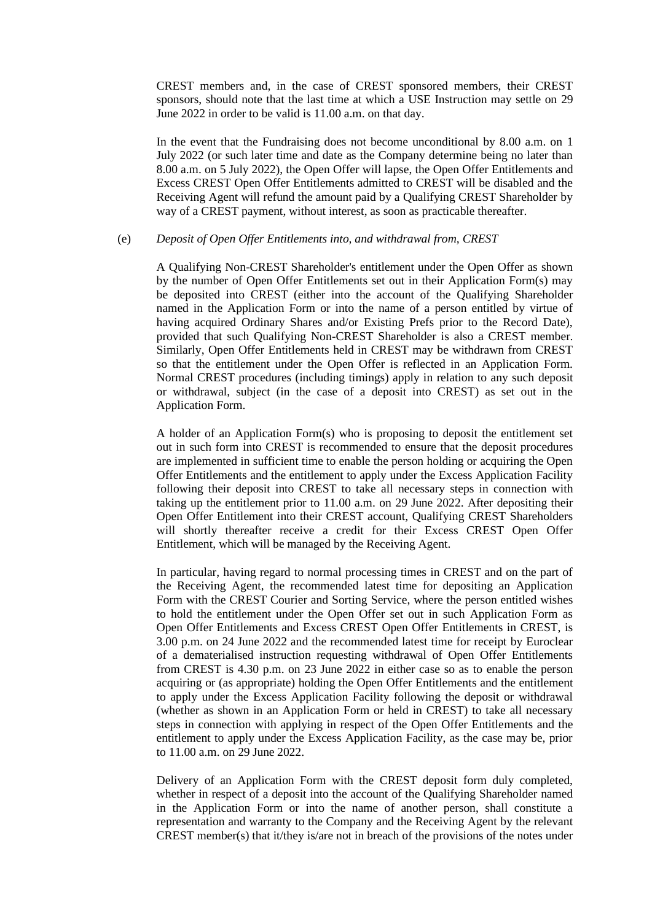CREST members and, in the case of CREST sponsored members, their CREST sponsors, should note that the last time at which a USE Instruction may settle on 29 June 2022 in order to be valid is 11.00 a.m. on that day.

In the event that the Fundraising does not become unconditional by 8.00 a.m. on 1 July 2022 (or such later time and date as the Company determine being no later than 8.00 a.m. on 5 July 2022), the Open Offer will lapse, the Open Offer Entitlements and Excess CREST Open Offer Entitlements admitted to CREST will be disabled and the Receiving Agent will refund the amount paid by a Qualifying CREST Shareholder by way of a CREST payment, without interest, as soon as practicable thereafter.

(e) *Deposit of Open Offer Entitlements into, and withdrawal from, CREST*

A Qualifying Non-CREST Shareholder's entitlement under the Open Offer as shown by the number of Open Offer Entitlements set out in their Application Form(s) may be deposited into CREST (either into the account of the Qualifying Shareholder named in the Application Form or into the name of a person entitled by virtue of having acquired Ordinary Shares and/or Existing Prefs prior to the Record Date), provided that such Qualifying Non-CREST Shareholder is also a CREST member. Similarly, Open Offer Entitlements held in CREST may be withdrawn from CREST so that the entitlement under the Open Offer is reflected in an Application Form. Normal CREST procedures (including timings) apply in relation to any such deposit or withdrawal, subject (in the case of a deposit into CREST) as set out in the Application Form.

A holder of an Application Form(s) who is proposing to deposit the entitlement set out in such form into CREST is recommended to ensure that the deposit procedures are implemented in sufficient time to enable the person holding or acquiring the Open Offer Entitlements and the entitlement to apply under the Excess Application Facility following their deposit into CREST to take all necessary steps in connection with taking up the entitlement prior to 11.00 a.m. on 29 June 2022. After depositing their Open Offer Entitlement into their CREST account, Qualifying CREST Shareholders will shortly thereafter receive a credit for their Excess CREST Open Offer Entitlement, which will be managed by the Receiving Agent.

In particular, having regard to normal processing times in CREST and on the part of the Receiving Agent, the recommended latest time for depositing an Application Form with the CREST Courier and Sorting Service, where the person entitled wishes to hold the entitlement under the Open Offer set out in such Application Form as Open Offer Entitlements and Excess CREST Open Offer Entitlements in CREST, is 3.00 p.m. on 24 June 2022 and the recommended latest time for receipt by Euroclear of a dematerialised instruction requesting withdrawal of Open Offer Entitlements from CREST is 4.30 p.m. on 23 June 2022 in either case so as to enable the person acquiring or (as appropriate) holding the Open Offer Entitlements and the entitlement to apply under the Excess Application Facility following the deposit or withdrawal (whether as shown in an Application Form or held in CREST) to take all necessary steps in connection with applying in respect of the Open Offer Entitlements and the entitlement to apply under the Excess Application Facility, as the case may be, prior to 11.00 a.m. on 29 June 2022.

Delivery of an Application Form with the CREST deposit form duly completed, whether in respect of a deposit into the account of the Qualifying Shareholder named in the Application Form or into the name of another person, shall constitute a representation and warranty to the Company and the Receiving Agent by the relevant CREST member(s) that it/they is/are not in breach of the provisions of the notes under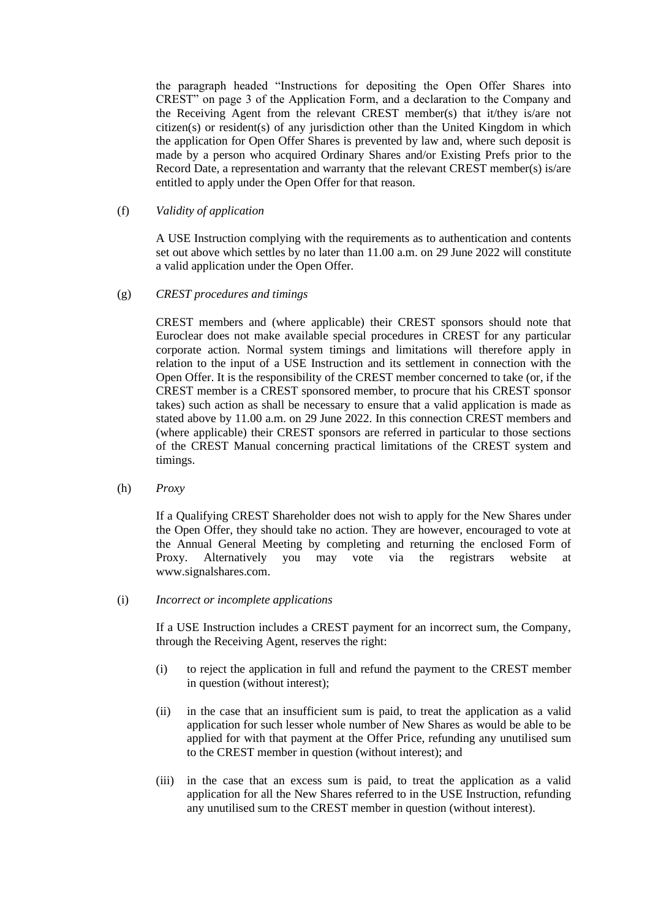the paragraph headed "Instructions for depositing the Open Offer Shares into CREST" on page 3 of the Application Form, and a declaration to the Company and the Receiving Agent from the relevant CREST member(s) that it/they is/are not citizen(s) or resident(s) of any jurisdiction other than the United Kingdom in which the application for Open Offer Shares is prevented by law and, where such deposit is made by a person who acquired Ordinary Shares and/or Existing Prefs prior to the Record Date, a representation and warranty that the relevant CREST member(s) is/are entitled to apply under the Open Offer for that reason.

(f) *Validity of application*

A USE Instruction complying with the requirements as to authentication and contents set out above which settles by no later than 11.00 a.m. on 29 June 2022 will constitute a valid application under the Open Offer.

(g) *CREST procedures and timings*

CREST members and (where applicable) their CREST sponsors should note that Euroclear does not make available special procedures in CREST for any particular corporate action. Normal system timings and limitations will therefore apply in relation to the input of a USE Instruction and its settlement in connection with the Open Offer. It is the responsibility of the CREST member concerned to take (or, if the CREST member is a CREST sponsored member, to procure that his CREST sponsor takes) such action as shall be necessary to ensure that a valid application is made as stated above by 11.00 a.m. on 29 June 2022. In this connection CREST members and (where applicable) their CREST sponsors are referred in particular to those sections of the CREST Manual concerning practical limitations of the CREST system and timings.

(h) *Proxy*

If a Qualifying CREST Shareholder does not wish to apply for the New Shares under the Open Offer, they should take no action. They are however, encouraged to vote at the Annual General Meeting by completing and returning the enclosed Form of Proxy. Alternatively you may vote via the registrars website at www.signalshares.com.

(i) *Incorrect or incomplete applications*

If a USE Instruction includes a CREST payment for an incorrect sum, the Company, through the Receiving Agent, reserves the right:

(i) to reject the application in full and refund the payment to the CREST member in question (without interest);

(ii) in the case that an insufficient sum is paid, to treat the application as a valid application for such lesser whole number of New Shares as would be able to be applied for with that payment at the Offer Price, refunding any unutilised sum to the CREST member in question (without interest); and

(iii) in the case that an excess sum is paid, to treat the application as a valid application for all the New Shares referred to in the USE Instruction, refunding any unutilised sum to the CREST member in question (without interest).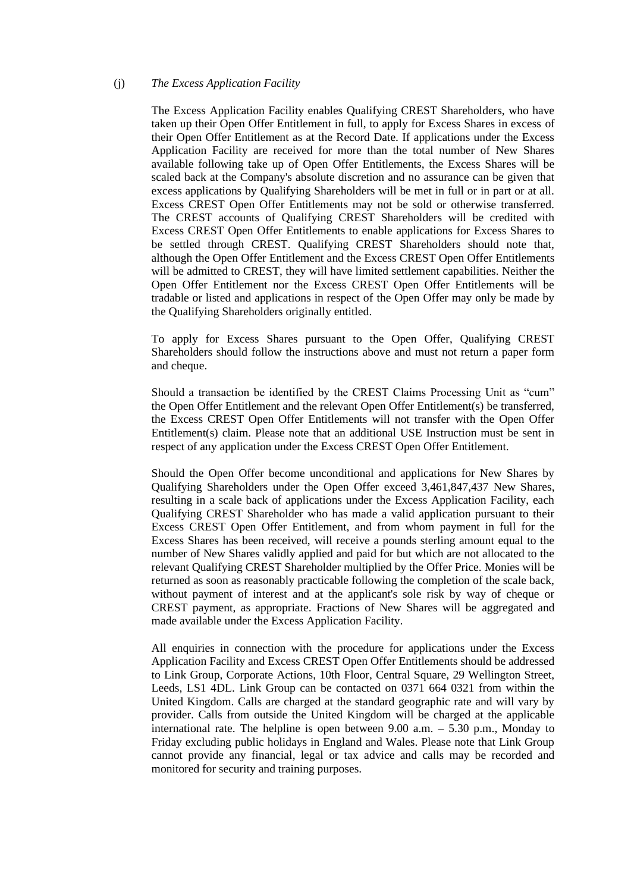(j) *The Excess Application Facility*

The Excess Application Facility enables Qualifying CREST Shareholders, who have taken up their Open Offer Entitlement in full, to apply for Excess Shares in excess of their Open Offer Entitlement as at the Record Date. If applications under the Excess Application Facility are received for more than the total number of New Shares available following take up of Open Offer Entitlements, the Excess Shares will be scaled back at the Company's absolute discretion and no assurance can be given that excess applications by Qualifying Shareholders will be met in full or in part or at all. Excess CREST Open Offer Entitlements may not be sold or otherwise transferred. The CREST accounts of Qualifying CREST Shareholders will be credited with Excess CREST Open Offer Entitlements to enable applications for Excess Shares to be settled through CREST. Qualifying CREST Shareholders should note that, although the Open Offer Entitlement and the Excess CREST Open Offer Entitlements will be admitted to CREST, they will have limited settlement capabilities. Neither the Open Offer Entitlement nor the Excess CREST Open Offer Entitlements will be tradable or listed and applications in respect of the Open Offer may only be made by the Qualifying Shareholders originally entitled.

To apply for Excess Shares pursuant to the Open Offer, Qualifying CREST Shareholders should follow the instructions above and must not return a paper form and cheque.

Should a transaction be identified by the CREST Claims Processing Unit as "cum" the Open Offer Entitlement and the relevant Open Offer Entitlement(s) be transferred, the Excess CREST Open Offer Entitlements will not transfer with the Open Offer Entitlement(s) claim. Please note that an additional USE Instruction must be sent in respect of any application under the Excess CREST Open Offer Entitlement.

Should the Open Offer become unconditional and applications for New Shares by Qualifying Shareholders under the Open Offer exceed 3,461,847,437 New Shares, resulting in a scale back of applications under the Excess Application Facility, each Qualifying CREST Shareholder who has made a valid application pursuant to their Excess CREST Open Offer Entitlement, and from whom payment in full for the Excess Shares has been received, will receive a pounds sterling amount equal to the number of New Shares validly applied and paid for but which are not allocated to the relevant Qualifying CREST Shareholder multiplied by the Offer Price. Monies will be returned as soon as reasonably practicable following the completion of the scale back, without payment of interest and at the applicant's sole risk by way of cheque or CREST payment, as appropriate. Fractions of New Shares will be aggregated and made available under the Excess Application Facility.

All enquiries in connection with the procedure for applications under the Excess Application Facility and Excess CREST Open Offer Entitlements should be addressed to Link Group, Corporate Actions, 10th Floor, Central Square, 29 Wellington Street, Leeds, LS1 4DL. Link Group can be contacted on 0371 664 0321 from within the United Kingdom. Calls are charged at the standard geographic rate and will vary by provider. Calls from outside the United Kingdom will be charged at the applicable international rate. The helpline is open between 9.00 a.m. – 5.30 p.m., Monday to Friday excluding public holidays in England and Wales. Please note that Link Group cannot provide any financial, legal or tax advice and calls may be recorded and monitored for security and training purposes.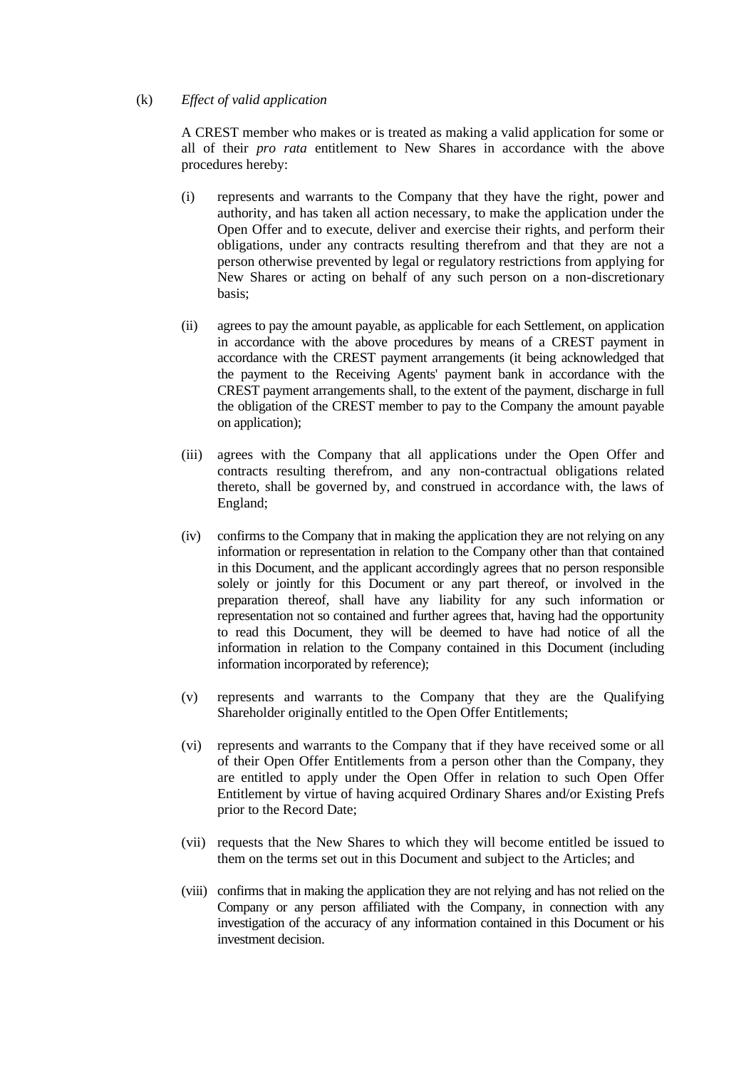(k) *Effect of valid application*

A CREST member who makes or is treated as making a valid application for some or all of their *pro rata* entitlement to New Shares in accordance with the above procedures hereby:

(i) represents and warrants to the Company that they have the right, power and authority, and has taken all action necessary, to make the application under the Open Offer and to execute, deliver and exercise their rights, and perform their obligations, under any contracts resulting therefrom and that they are not a person otherwise prevented by legal or regulatory restrictions from applying for New Shares or acting on behalf of any such person on a non-discretionary basis;

(ii) agrees to pay the amount payable, as applicable for each Settlement, on application in accordance with the above procedures by means of a CREST payment in accordance with the CREST payment arrangements (it being acknowledged that the payment to the Receiving Agents' payment bank in accordance with the CREST payment arrangements shall, to the extent of the payment, discharge in full the obligation of the CREST member to pay to the Company the amount payable on application);

(iii) agrees with the Company that all applications under the Open Offer and contracts resulting therefrom, and any non-contractual obligations related thereto, shall be governed by, and construed in accordance with, the laws of England;

(iv) confirms to the Company that in making the application they are not relying on any information or representation in relation to the Company other than that contained in this Document, and the applicant accordingly agrees that no person responsible solely or jointly for this Document or any part thereof, or involved in the preparation thereof, shall have any liability for any such information or representation not so contained and further agrees that, having had the opportunity to read this Document, they will be deemed to have had notice of all the information in relation to the Company contained in this Document (including information incorporated by reference);

(v) represents and warrants to the Company that they are the Qualifying Shareholder originally entitled to the Open Offer Entitlements;

(vi) represents and warrants to the Company that if they have received some or all of their Open Offer Entitlements from a person other than the Company, they are entitled to apply under the Open Offer in relation to such Open Offer Entitlement by virtue of having acquired Ordinary Shares and/or Existing Prefs prior to the Record Date;

(vii) requests that the New Shares to which they will become entitled be issued to them on the terms set out in this Document and subject to the Articles; and

(viii) confirms that in making the application they are not relying and has not relied on the Company or any person affiliated with the Company, in connection with any investigation of the accuracy of any information contained in this Document or his investment decision.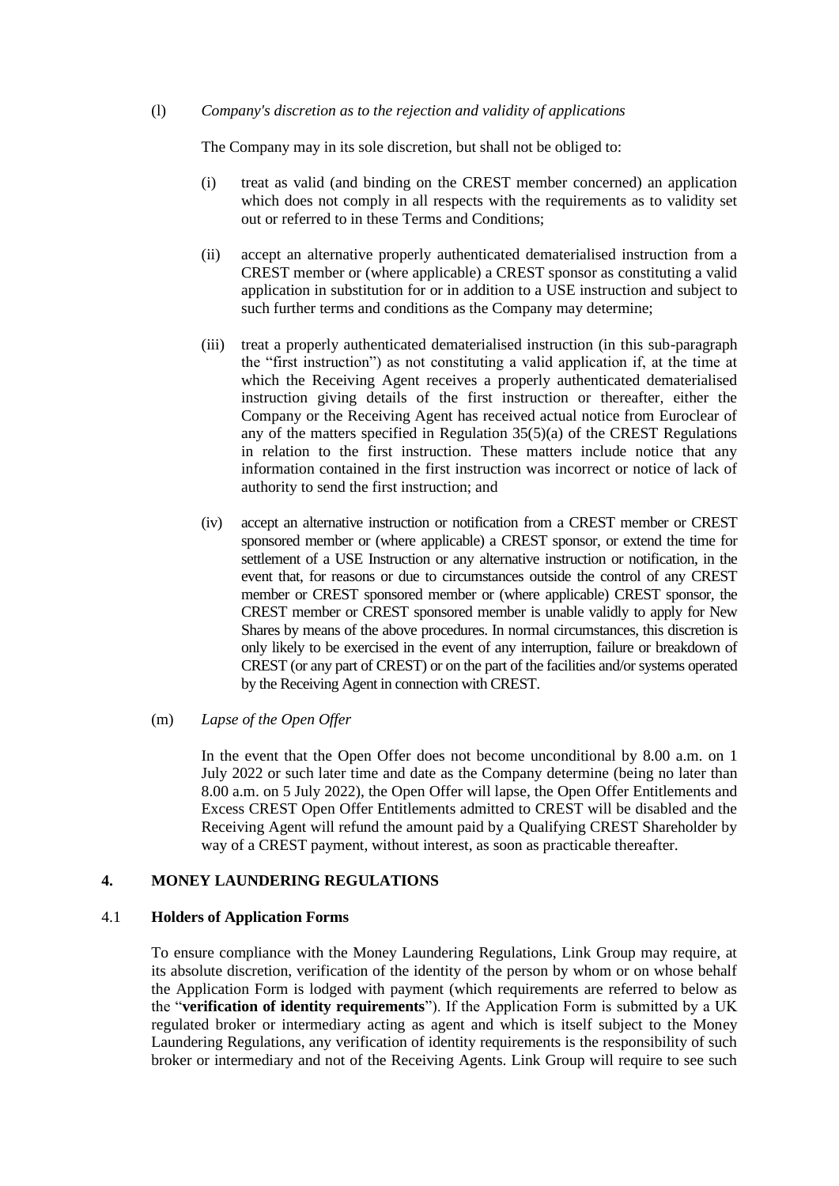(l) *Company's discretion as to the rejection and validity of applications*

The Company may in its sole discretion, but shall not be obliged to:

(i) treat as valid (and binding on the CREST member concerned) an application which does not comply in all respects with the requirements as to validity set out or referred to in these Terms and Conditions;

(ii) accept an alternative properly authenticated dematerialised instruction from a CREST member or (where applicable) a CREST sponsor as constituting a valid application in substitution for or in addition to a USE instruction and subject to such further terms and conditions as the Company may determine;

(iii) treat a properly authenticated dematerialised instruction (in this sub-paragraph the "first instruction") as not constituting a valid application if, at the time at which the Receiving Agent receives a properly authenticated dematerialised instruction giving details of the first instruction or thereafter, either the Company or the Receiving Agent has received actual notice from Euroclear of any of the matters specified in Regulation 35(5)(a) of the CREST Regulations in relation to the first instruction. These matters include notice that any information contained in the first instruction was incorrect or notice of lack of authority to send the first instruction; and

(iv) accept an alternative instruction or notification from a CREST member or CREST sponsored member or (where applicable) a CREST sponsor, or extend the time for settlement of a USE Instruction or any alternative instruction or notification, in the event that, for reasons or due to circumstances outside the control of any CREST member or CREST sponsored member or (where applicable) CREST sponsor, the CREST member or CREST sponsored member is unable validly to apply for New Shares by means of the above procedures. In normal circumstances, this discretion is only likely to be exercised in the event of any interruption, failure or breakdown of CREST (or any part of CREST) or on the part of the facilities and/or systems operated by the Receiving Agent in connection with CREST.

(m) *Lapse of the Open Offer*

In the event that the Open Offer does not become unconditional by 8.00 a.m. on 1 July 2022 or such later time and date as the Company determine (being no later than 8.00 a.m. on 5 July 2022), the Open Offer will lapse, the Open Offer Entitlements and Excess CREST Open Offer Entitlements admitted to CREST will be disabled and the Receiving Agent will refund the amount paid by a Qualifying CREST Shareholder by way of a CREST payment, without interest, as soon as practicable thereafter.

## 4. MONEY LAUNDERING REGULATIONS

### 4.1 Holders of Application Forms

To ensure compliance with the Money Laundering Regulations, Link Group may require, at its absolute discretion, verification of the identity of the person by whom or on whose behalf the Application Form is lodged with payment (which requirements are referred to below as the "**verification of identity requirements**"). If the Application Form is submitted by a UK regulated broker or intermediary acting as agent and which is itself subject to the Money Laundering Regulations, any verification of identity requirements is the responsibility of such broker or intermediary and not of the Receiving Agents. Link Group will require to see such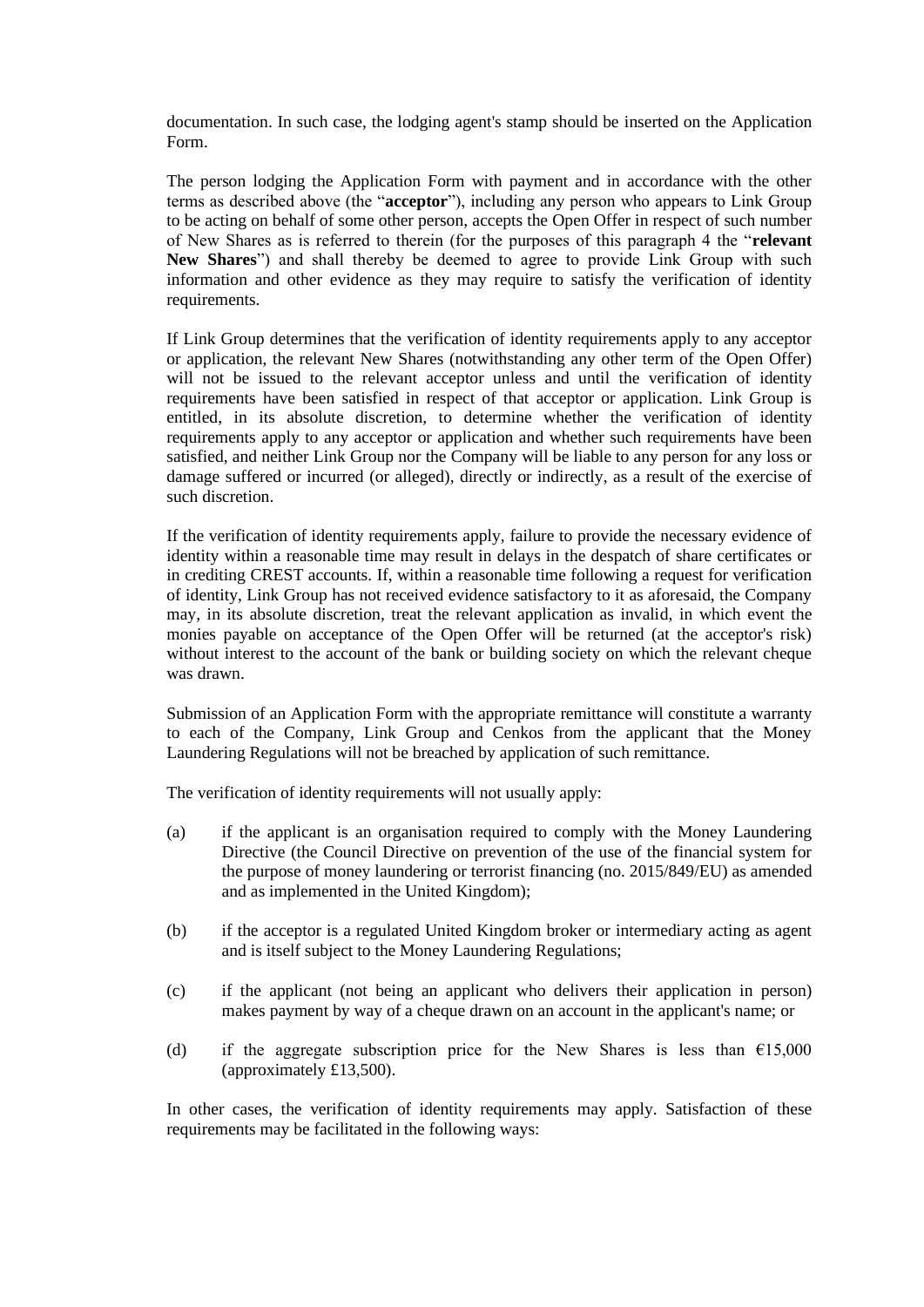documentation. In such case, the lodging agent's stamp should be inserted on the Application Form.

The person lodging the Application Form with payment and in accordance with the other terms as described above (the "**acceptor**"), including any person who appears to Link Group to be acting on behalf of some other person, accepts the Open Offer in respect of such number of New Shares as is referred to therein (for the purposes of this paragraph 4 the "**relevant New Shares**") and shall thereby be deemed to agree to provide Link Group with such information and other evidence as they may require to satisfy the verification of identity requirements.

If Link Group determines that the verification of identity requirements apply to any acceptor or application, the relevant New Shares (notwithstanding any other term of the Open Offer) will not be issued to the relevant acceptor unless and until the verification of identity requirements have been satisfied in respect of that acceptor or application. Link Group is entitled, in its absolute discretion, to determine whether the verification of identity requirements apply to any acceptor or application and whether such requirements have been satisfied, and neither Link Group nor the Company will be liable to any person for any loss or damage suffered or incurred (or alleged), directly or indirectly, as a result of the exercise of such discretion.

If the verification of identity requirements apply, failure to provide the necessary evidence of identity within a reasonable time may result in delays in the despatch of share certificates or in crediting CREST accounts. If, within a reasonable time following a request for verification of identity, Link Group has not received evidence satisfactory to it as aforesaid, the Company may, in its absolute discretion, treat the relevant application as invalid, in which event the monies payable on acceptance of the Open Offer will be returned (at the acceptor's risk) without interest to the account of the bank or building society on which the relevant cheque was drawn.

Submission of an Application Form with the appropriate remittance will constitute a warranty to each of the Company, Link Group and Cenkos from the applicant that the Money Laundering Regulations will not be breached by application of such remittance.

The verification of identity requirements will not usually apply:

(a) if the applicant is an organisation required to comply with the Money Laundering Directive (the Council Directive on prevention of the use of the financial system for the purpose of money laundering or terrorist financing (no. 2015/849/EU) as amended and as implemented in the United Kingdom);

(b) if the acceptor is a regulated United Kingdom broker or intermediary acting as agent and is itself subject to the Money Laundering Regulations;

(c) if the applicant (not being an applicant who delivers their application in person) makes payment by way of a cheque drawn on an account in the applicant's name; or

(d) if the aggregate subscription price for the New Shares is less than €15,000 (approximately £13,500).

In other cases, the verification of identity requirements may apply. Satisfaction of these requirements may be facilitated in the following ways: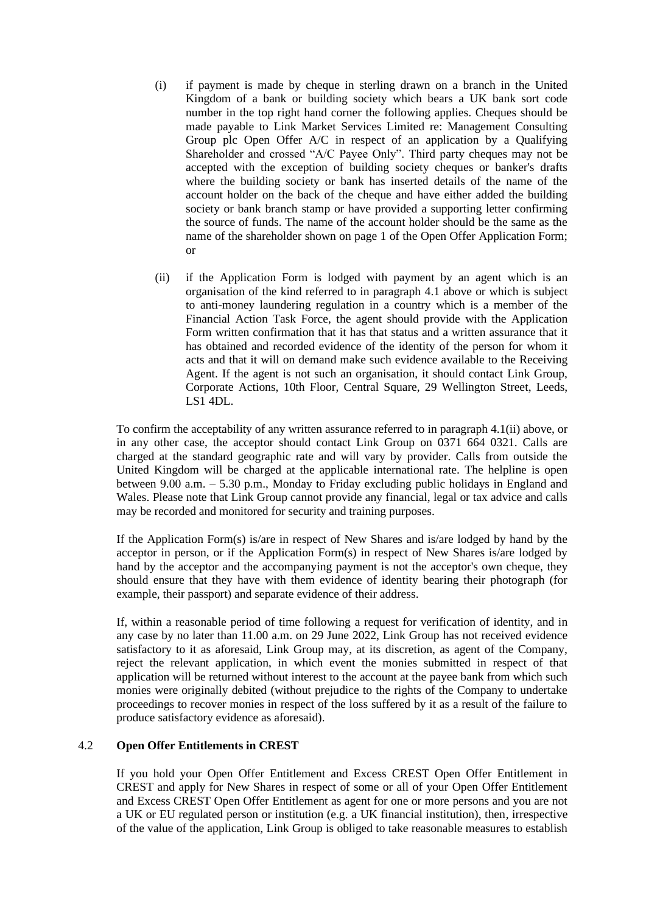(i) if payment is made by cheque in sterling drawn on a branch in the United Kingdom of a bank or building society which bears a UK bank sort code number in the top right hand corner the following applies. Cheques should be made payable to Link Market Services Limited re: Management Consulting Group plc Open Offer A/C in respect of an application by a Qualifying Shareholder and crossed "A/C Payee Only". Third party cheques may not be accepted with the exception of building society cheques or banker's drafts where the building society or bank has inserted details of the name of the account holder on the back of the cheque and have either added the building society or bank branch stamp or have provided a supporting letter confirming the source of funds. The name of the account holder should be the same as the name of the shareholder shown on page 1 of the Open Offer Application Form; or

(ii) if the Application Form is lodged with payment by an agent which is an organisation of the kind referred to in paragraph 4.1 above or which is subject to anti-money laundering regulation in a country which is a member of the Financial Action Task Force, the agent should provide with the Application Form written confirmation that it has that status and a written assurance that it has obtained and recorded evidence of the identity of the person for whom it acts and that it will on demand make such evidence available to the Receiving Agent. If the agent is not such an organisation, it should contact Link Group, Corporate Actions, 10th Floor, Central Square, 29 Wellington Street, Leeds, LS1 4DL.

To confirm the acceptability of any written assurance referred to in paragraph 4.1(ii) above, or in any other case, the acceptor should contact Link Group on 0371 664 0321. Calls are charged at the standard geographic rate and will vary by provider. Calls from outside the United Kingdom will be charged at the applicable international rate. The helpline is open between 9.00 a.m. – 5.30 p.m., Monday to Friday excluding public holidays in England and Wales. Please note that Link Group cannot provide any financial, legal or tax advice and calls may be recorded and monitored for security and training purposes.

If the Application Form(s) is/are in respect of New Shares and is/are lodged by hand by the acceptor in person, or if the Application Form(s) in respect of New Shares is/are lodged by hand by the acceptor and the accompanying payment is not the acceptor's own cheque, they should ensure that they have with them evidence of identity bearing their photograph (for example, their passport) and separate evidence of their address.

If, within a reasonable period of time following a request for verification of identity, and in any case by no later than 11.00 a.m. on 29 June 2022, Link Group has not received evidence satisfactory to it as aforesaid, Link Group may, at its discretion, as agent of the Company, reject the relevant application, in which event the monies submitted in respect of that application will be returned without interest to the account at the payee bank from which such monies were originally debited (without prejudice to the rights of the Company to undertake proceedings to recover monies in respect of the loss suffered by it as a result of the failure to produce satisfactory evidence as aforesaid).

### 4.2 Open Offer Entitlements in CREST

If you hold your Open Offer Entitlement and Excess CREST Open Offer Entitlement in CREST and apply for New Shares in respect of some or all of your Open Offer Entitlement and Excess CREST Open Offer Entitlement as agent for one or more persons and you are not a UK or EU regulated person or institution (e.g. a UK financial institution), then, irrespective of the value of the application, Link Group is obliged to take reasonable measures to establish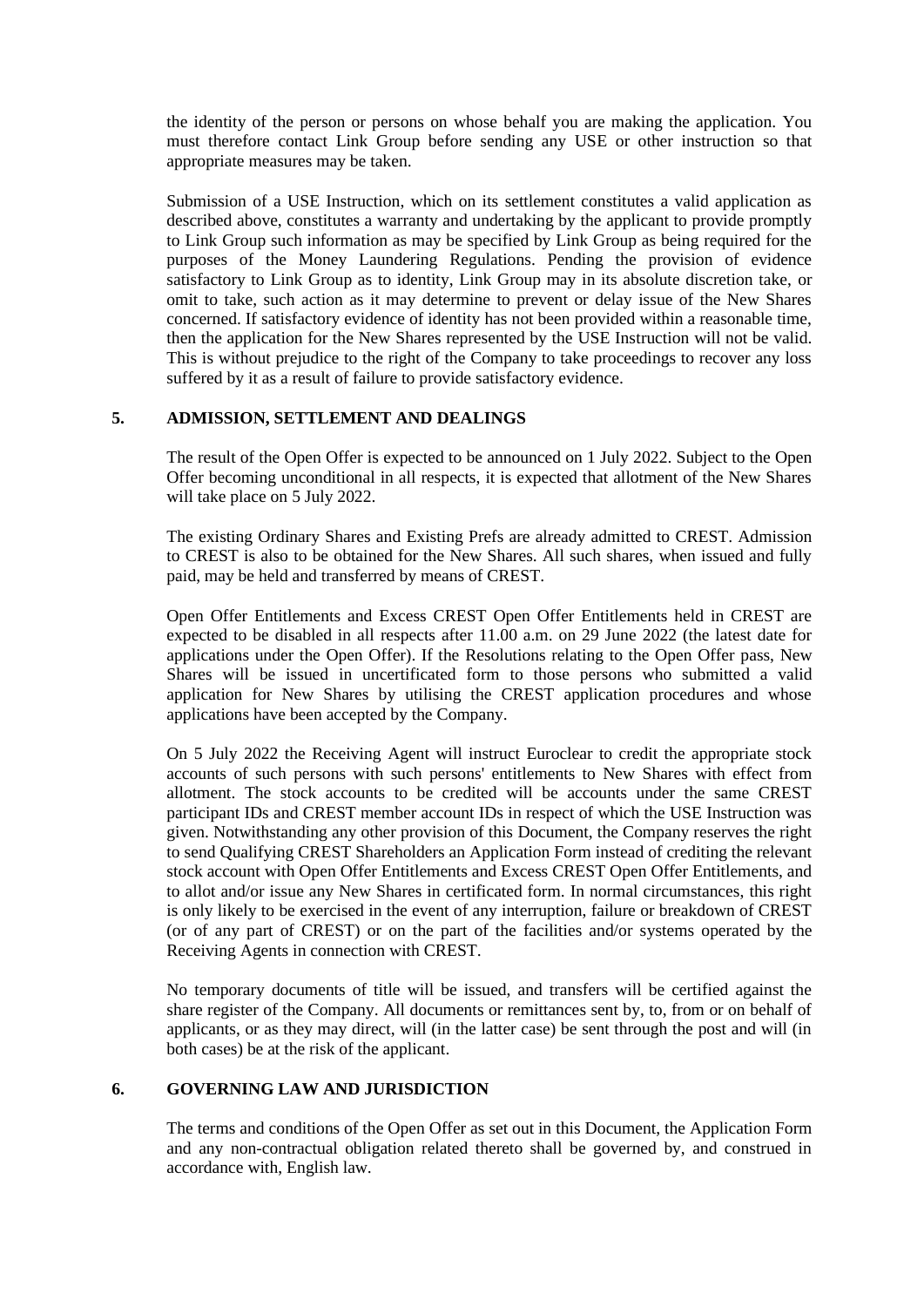the identity of the person or persons on whose behalf you are making the application. You must therefore contact Link Group before sending any USE or other instruction so that appropriate measures may be taken.

Submission of a USE Instruction, which on its settlement constitutes a valid application as described above, constitutes a warranty and undertaking by the applicant to provide promptly to Link Group such information as may be specified by Link Group as being required for the purposes of the Money Laundering Regulations. Pending the provision of evidence satisfactory to Link Group as to identity, Link Group may in its absolute discretion take, or omit to take, such action as it may determine to prevent or delay issue of the New Shares concerned. If satisfactory evidence of identity has not been provided within a reasonable time, then the application for the New Shares represented by the USE Instruction will not be valid. This is without prejudice to the right of the Company to take proceedings to recover any loss suffered by it as a result of failure to provide satisfactory evidence.

## 5. ADMISSION, SETTLEMENT AND DEALINGS

The result of the Open Offer is expected to be announced on 1 July 2022. Subject to the Open Offer becoming unconditional in all respects, it is expected that allotment of the New Shares will take place on 5 July 2022.

The existing Ordinary Shares and Existing Prefs are already admitted to CREST. Admission to CREST is also to be obtained for the New Shares. All such shares, when issued and fully paid, may be held and transferred by means of CREST.

Open Offer Entitlements and Excess CREST Open Offer Entitlements held in CREST are expected to be disabled in all respects after 11.00 a.m. on 29 June 2022 (the latest date for applications under the Open Offer). If the Resolutions relating to the Open Offer pass, New Shares will be issued in uncertificated form to those persons who submitted a valid application for New Shares by utilising the CREST application procedures and whose applications have been accepted by the Company.

On 5 July 2022 the Receiving Agent will instruct Euroclear to credit the appropriate stock accounts of such persons with such persons' entitlements to New Shares with effect from allotment. The stock accounts to be credited will be accounts under the same CREST participant IDs and CREST member account IDs in respect of which the USE Instruction was given. Notwithstanding any other provision of this Document, the Company reserves the right to send Qualifying CREST Shareholders an Application Form instead of crediting the relevant stock account with Open Offer Entitlements and Excess CREST Open Offer Entitlements, and to allot and/or issue any New Shares in certificated form. In normal circumstances, this right is only likely to be exercised in the event of any interruption, failure or breakdown of CREST (or of any part of CREST) or on the part of the facilities and/or systems operated by the Receiving Agents in connection with CREST.

No temporary documents of title will be issued, and transfers will be certified against the share register of the Company. All documents or remittances sent by, to, from or on behalf of applicants, or as they may direct, will (in the latter case) be sent through the post and will (in both cases) be at the risk of the applicant.

## 6. GOVERNING LAW AND JURISDICTION

The terms and conditions of the Open Offer as set out in this Document, the Application Form and any non-contractual obligation related thereto shall be governed by, and construed in accordance with, English law.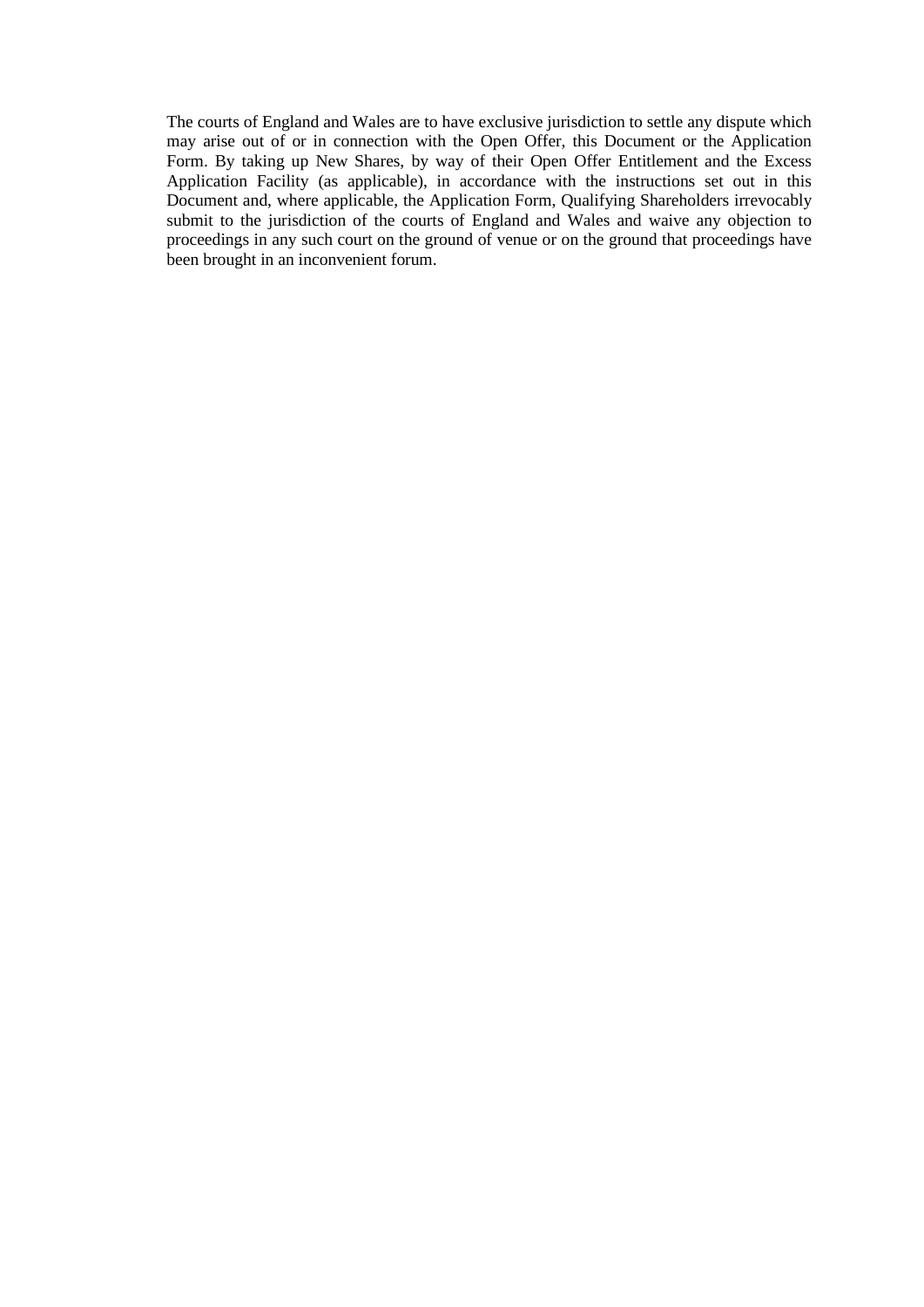The courts of England and Wales are to have exclusive jurisdiction to settle any dispute which may arise out of or in connection with the Open Offer, this Document or the Application Form. By taking up New Shares, by way of their Open Offer Entitlement and the Excess Application Facility (as applicable), in accordance with the instructions set out in this Document and, where applicable, the Application Form, Qualifying Shareholders irrevocably submit to the jurisdiction of the courts of England and Wales and waive any objection to proceedings in any such court on the ground of venue or on the ground that proceedings have been brought in an inconvenient forum.